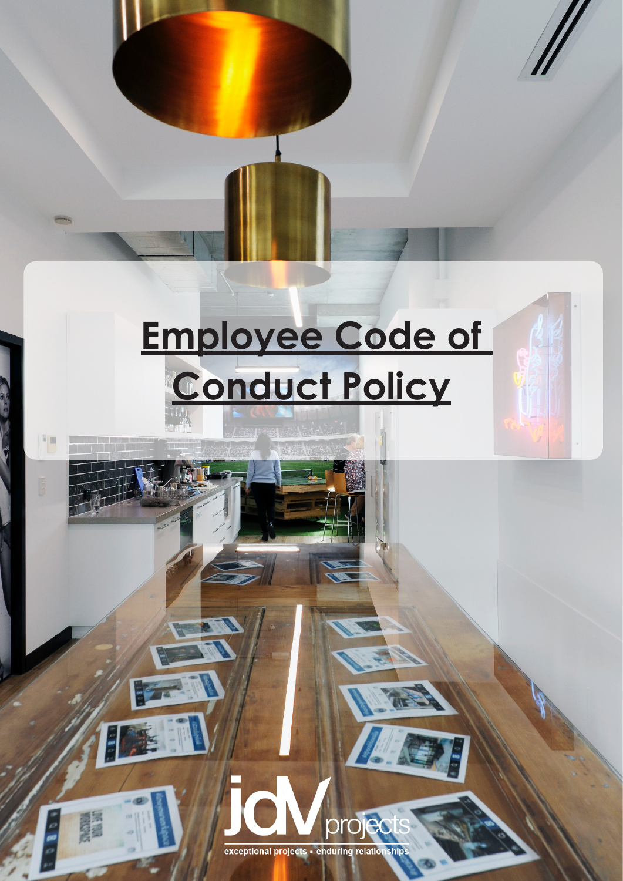# Employee Code of Conduct Policy

jdV projects

exceptional projects • enduring relationships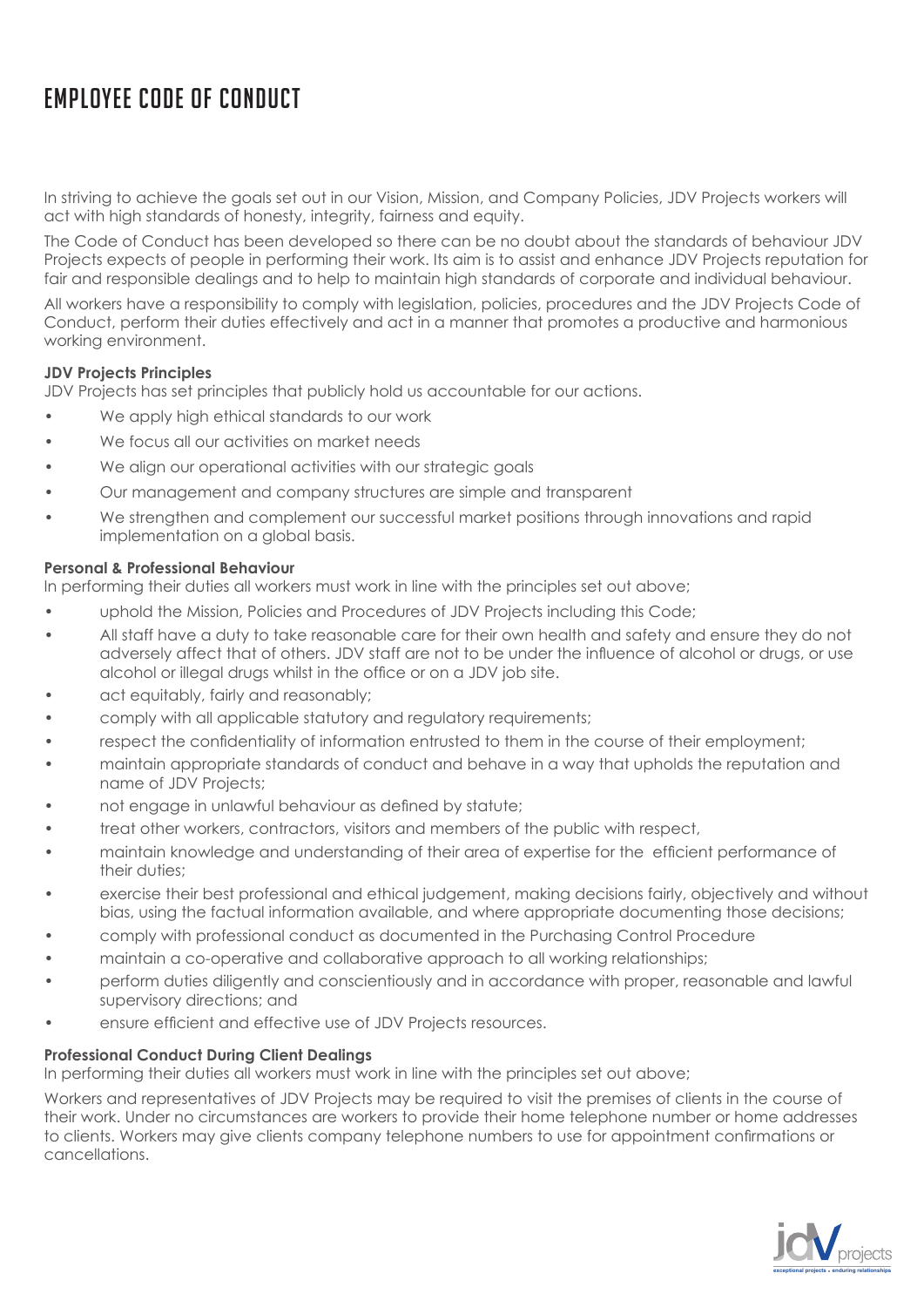# EMPLOYEE CODE OF CONDUCT

In striving to achieve the goals set out in our Vision, Mission, and Company Policies, JDV Projects workers will act with high standards of honesty, integrity, fairness and equity.

The Code of Conduct has been developed so there can be no doubt about the standards of behaviour JDV Projects expects of people in performing their work. Its aim is to assist and enhance JDV Projects reputation for fair and responsible dealings and to help to maintain high standards of corporate and individual behaviour.

All workers have a responsibility to comply with legislation, policies, procedures and the JDV Projects Code of Conduct, perform their duties effectively and act in a manner that promotes a productive and harmonious working environment.

**JDV Projects Principles**
JDV Projects has set principles that publicly hold us accountable for our actions.

- We apply high ethical standards to our work
- We focus all our activities on market needs
- We align our operational activities with our strategic goals
- Our management and company structures are simple and transparent
- We strengthen and complement our successful market positions through innovations and rapid implementation on a global basis.

**Personal & Professional Behaviour**
In performing their duties all workers must work in line with the principles set out above;

- uphold the Mission, Policies and Procedures of JDV Projects including this Code;
- All staff have a duty to take reasonable care for their own health and safety and ensure they do not adversely affect that of others. JDV staff are not to be under the influence of alcohol or drugs, or use alcohol or illegal drugs whilst in the office or on a JDV job site.
- act equitably, fairly and reasonably;
- comply with all applicable statutory and regulatory requirements;
- respect the confidentiality of information entrusted to them in the course of their employment;
- maintain appropriate standards of conduct and behave in a way that upholds the reputation and name of JDV Projects;
- not engage in unlawful behaviour as defined by statute;
- treat other workers, contractors, visitors and members of the public with respect,
- maintain knowledge and understanding of their area of expertise for the efficient performance of their duties;
- exercise their best professional and ethical judgement, making decisions fairly, objectively and without bias, using the factual information available, and where appropriate documenting those decisions;
- comply with professional conduct as documented in the Purchasing Control Procedure
- maintain a co-operative and collaborative approach to all working relationships;
- perform duties diligently and conscientiously and in accordance with proper, reasonable and lawful supervisory directions; and
- ensure efficient and effective use of JDV Projects resources.

**Professional Conduct During Client Dealings**
In performing their duties all workers must work in line with the principles set out above;

Workers and representatives of JDV Projects may be required to visit the premises of clients in the course of their work. Under no circumstances are workers to provide their home telephone number or home addresses to clients. Workers may give clients company telephone numbers to use for appointment confirmations or cancellations.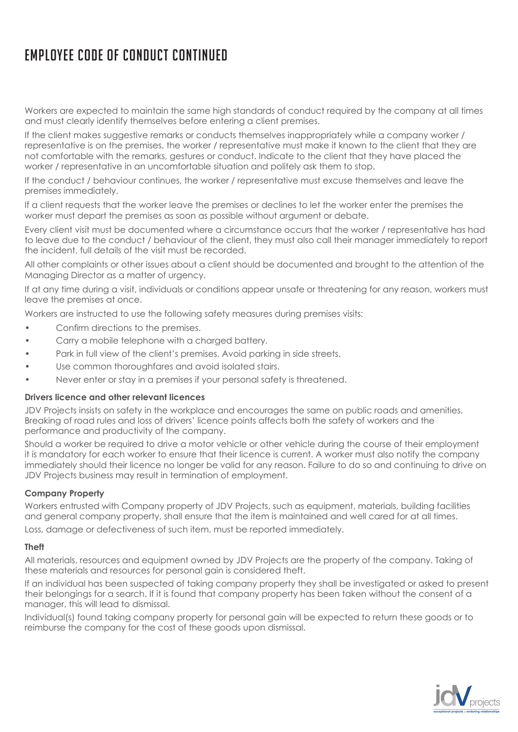# EMPLOYEE CODE OF CONDUCT CONTINUED

Workers are expected to maintain the same high standards of conduct required by the company at all times and must clearly identify themselves before entering a client premises.

If the client makes suggestive remarks or conducts themselves inappropriately while a company worker / representative is on the premises, the worker / representative must make it known to the client that they are not comfortable with the remarks, gestures or conduct. Indicate to the client that they have placed the worker / representative in an uncomfortable situation and politely ask them to stop.

If the conduct / behaviour continues, the worker / representative must excuse themselves and leave the premises immediately.

If a client requests that the worker leave the premises or declines to let the worker enter the premises the worker must depart the premises as soon as possible without argument or debate.

Every client visit must be documented where a circumstance occurs that the worker / representative has had to leave due to the conduct / behaviour of the client, they must also call their manager immediately to report the incident, full details of the visit must be recorded.

All other complaints or other issues about a client should be documented and brought to the attention of the Managing Director as a matter of urgency.

If at any time during a visit, individuals or conditions appear unsafe or threatening for any reason, workers must leave the premises at once.

Workers are instructed to use the following safety measures during premises visits:

- Confirm directions to the premises.
- Carry a mobile telephone with a charged battery.
- Park in full view of the client's premises. Avoid parking in side streets.
- Use common thoroughfares and avoid isolated stairs.
- Never enter or stay in a premises if your personal safety is threatened.

**Drivers licence and other relevant licences**

JDV Projects insists on safety in the workplace and encourages the same on public roads and amenities. Breaking of road rules and loss of drivers' licence points affects both the safety of workers and the performance and productivity of the company.

Should a worker be required to drive a motor vehicle or other vehicle during the course of their employment it is mandatory for each worker to ensure that their licence is current. A worker must also notify the company immediately should their licence no longer be valid for any reason. Failure to do so and continuing to drive on JDV Projects business may result in termination of employment.

**Company Property**

Workers entrusted with Company property of JDV Projects, such as equipment, materials, building facilities and general company property, shall ensure that the item is maintained and well cared for at all times.

Loss, damage or defectiveness of such item, must be reported immediately.

**Theft**

All materials, resources and equipment owned by JDV Projects are the property of the company. Taking of these materials and resources for personal gain is considered theft.

If an individual has been suspected of taking company property they shall be investigated or asked to present their belongings for a search. If it is found that company property has been taken without the consent of a manager, this will lead to dismissal.

Individual(s) found taking company property for personal gain will be expected to return these goods or to reimburse the company for the cost of these goods upon dismissal.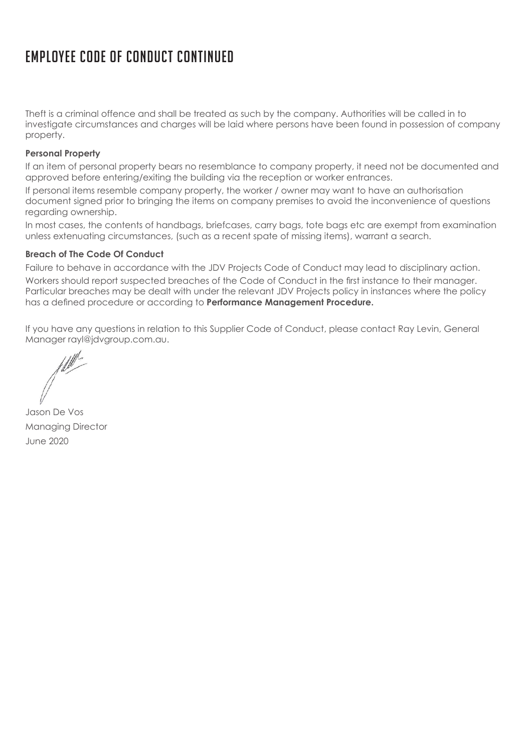# EMPLOYEE CODE OF CONDUCT CONTINUED

Theft is a criminal offence and shall be treated as such by the company. Authorities will be called in to investigate circumstances and charges will be laid where persons have been found in possession of company property.

**Personal Property**

If an item of personal property bears no resemblance to company property, it need not be documented and approved before entering/exiting the building via the reception or worker entrances.

If personal items resemble company property, the worker / owner may want to have an authorisation document signed prior to bringing the items on company premises to avoid the inconvenience of questions regarding ownership.

In most cases, the contents of handbags, briefcases, carry bags, tote bags etc are exempt from examination unless extenuating circumstances, (such as a recent spate of missing items), warrant a search.

**Breach of The Code Of Conduct**

Failure to behave in accordance with the JDV Projects Code of Conduct may lead to disciplinary action.

Workers should report suspected breaches of the Code of Conduct in the first instance to their manager. Particular breaches may be dealt with under the relevant JDV Projects policy in instances where the policy has a defined procedure or according to **Performance Management Procedure.**

If you have any questions in relation to this Supplier Code of Conduct, please contact Ray Levin, General Manager rayl@jdvgroup.com.au.

Jason De Vos

Managing Director

June 2020